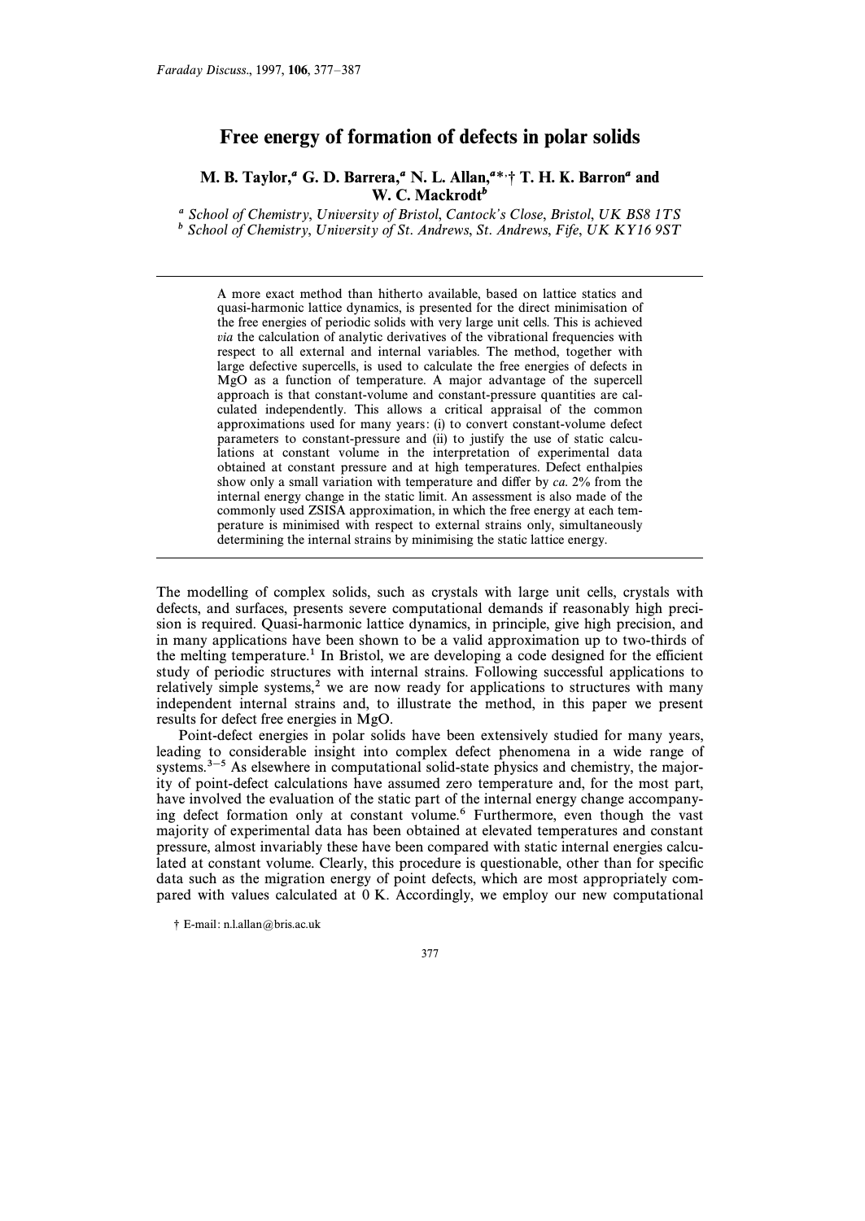# Free energy of formation of defects in polar solids

**M. B. Taylor,[a] G. D. Barrera,[a] N. L. Allan,[a*†] T. H. K. Barron[a] and W. C. Mackrodt[b]**

[a] *School of Chemistry, University of Bristol, Cantock's Close, Bristol, UK BS8 1TS*
[b] *School of Chemistry, University of St. Andrews, St. Andrews, Fife, UK KY16 9ST*

---

A more exact method than hitherto available, based on lattice statics and quasi-harmonic lattice dynamics, is presented for the direct minimisation of the free energies of periodic solids with very large unit cells. This is achieved *via* the calculation of analytic derivatives of the vibrational frequencies with respect to all external and internal variables. The method, together with large defective supercells, is used to calculate the free energies of defects in MgO as a function of temperature. A major advantage of the supercell approach is that constant-volume and constant-pressure quantities are calculated independently. This allows a critical appraisal of the common approximations used for many years: (i) to convert constant-volume defect parameters to constant-pressure and (ii) to justify the use of static calculations at constant volume in the interpretation of experimental data obtained at constant pressure and at high temperatures. Defect enthalpies show only a small variation with temperature and differ by *ca.* 2% from the internal energy change in the static limit. An assessment is also made of the commonly used ZSISA approximation, in which the free energy at each temperature is minimised with respect to external strains only, simultaneously determining the internal strains by minimising the static lattice energy.

---

The modelling of complex solids, such as crystals with large unit cells, crystals with defects, and surfaces, presents severe computational demands if reasonably high precision is required. Quasi-harmonic lattice dynamics, in principle, give high precision, and in many applications have been shown to be a valid approximation up to two-thirds of the melting temperature.[1] In Bristol, we are developing a code designed for the efficient study of periodic structures with internal strains. Following successful applications to relatively simple systems,[2] we are now ready for applications to structures with many independent internal strains and, to illustrate the method, in this paper we present results for defect free energies in MgO.

Point-defect energies in polar solids have been extensively studied for many years, leading to considerable insight into complex defect phenomena in a wide range of systems.[3–5] As elsewhere in computational solid-state physics and chemistry, the majority of point-defect calculations have assumed zero temperature and, for the most part, have involved the evaluation of the static part of the internal energy change accompanying defect formation only at constant volume.[6] Furthermore, even though the vast majority of experimental data has been obtained at elevated temperatures and constant pressure, almost invariably these have been compared with static internal energies calculated at constant volume. Clearly, this procedure is questionable, other than for specific data such as the migration energy of point defects, which are most appropriately compared with values calculated at 0 K. Accordingly, we employ our new computational

† E-mail: n.l.allan@bris.ac.uk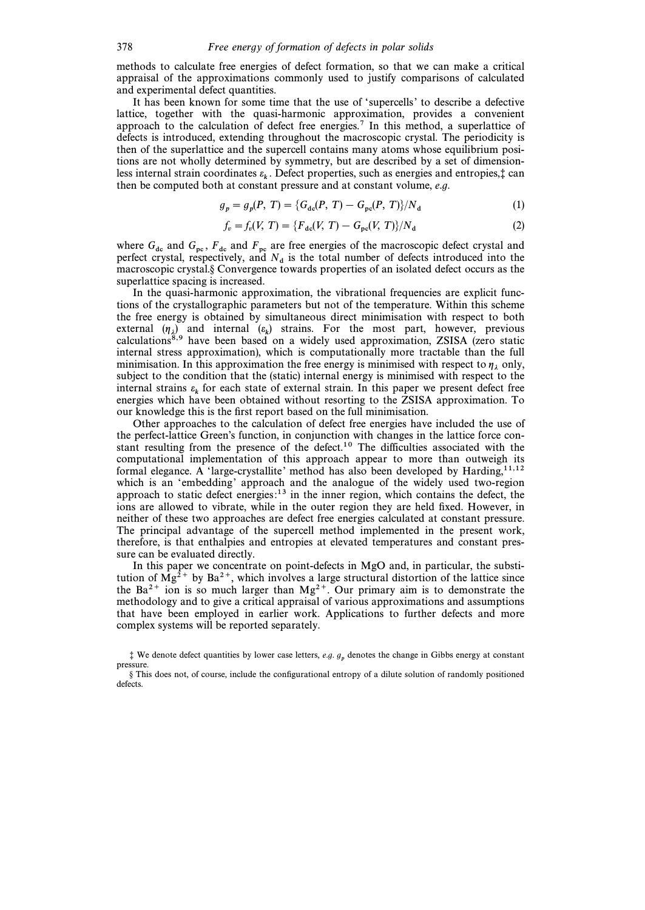methods to calculate free energies of defect formation, so that we can make a critical appraisal of the approximations commonly used to justify comparisons of calculated and experimental defect quantities.

It has been known for some time that the use of 'supercells' to describe a defective lattice, together with the quasi-harmonic approximation, provides a convenient approach to the calculation of defect free energies.[7] In this method, a superlattice of defects is introduced, extending throughout the macroscopic crystal. The periodicity is then of the superlattice and the supercell contains many atoms whose equilibrium positions are not wholly determined by symmetry, but are described by a set of dimensionless internal strain coordinates $\varepsilon_k$. Defect properties, such as energies and entropies,‡ can then be computed both at constant pressure and at constant volume, *e.g.*

$$g_p = g_p(P, T) = \{G_{dc}(P, T) - G_{pc}(P, T)\}/N_d \tag{1}$$

$$f_v = f_v(V, T) = \{F_{dc}(V, T) - G_{pc}(V, T)\}/N_d \tag{2}$$

where $G_{dc}$ and $G_{pc}$, $F_{dc}$ and $F_{pc}$ are free energies of the macroscopic defect crystal and perfect crystal, respectively, and $N_d$ is the total number of defects introduced into the macroscopic crystal.§ Convergence towards properties of an isolated defect occurs as the superlattice spacing is increased.

In the quasi-harmonic approximation, the vibrational frequencies are explicit functions of the crystallographic parameters but not of the temperature. Within this scheme the free energy is obtained by simultaneous direct minimisation with respect to both external ($\eta_\lambda$) and internal ($\varepsilon_k$) strains. For the most part, however, previous calculations[8,9] have been based on a widely used approximation, ZSISA (zero static internal stress approximation), which is computationally more tractable than the full minimisation. In this approximation the free energy is minimised with respect to $\eta_\lambda$ only, subject to the condition that the (static) internal energy is minimised with respect to the internal strains $\varepsilon_k$ for each state of external strain. In this paper we present defect free energies which have been obtained without resorting to the ZSISA approximation. To our knowledge this is the first report based on the full minimisation.

Other approaches to the calculation of defect free energies have included the use of the perfect-lattice Green's function, in conjunction with changes in the lattice force constant resulting from the presence of the defect.[10] The difficulties associated with the computational implementation of this approach appear to more than outweigh its formal elegance. A 'large-crystallite' method has also been developed by Harding,[11,12] which is an 'embedding' approach and the analogue of the widely used two-region approach to static defect energies:[13] in the inner region, which contains the defect, the ions are allowed to vibrate, while in the outer region they are held fixed. However, in neither of these two approaches are defect free energies calculated at constant pressure. The principal advantage of the supercell method implemented in the present work, therefore, is that enthalpies and entropies at elevated temperatures and constant pressure can be evaluated directly.

In this paper we concentrate on point-defects in MgO and, in particular, the substitution of $Mg^{2+}$ by $Ba^{2+}$, which involves a large structural distortion of the lattice since the $Ba^{2+}$ ion is so much larger than $Mg^{2+}$. Our primary aim is to demonstrate the methodology and to give a critical appraisal of various approximations and assumptions that have been employed in earlier work. Applications to further defects and more complex systems will be reported separately.

‡ We denote defect quantities by lower case letters, *e.g.* $g_p$ denotes the change in Gibbs energy at constant pressure.

§ This does not, of course, include the configurational entropy of a dilute solution of randomly positioned defects.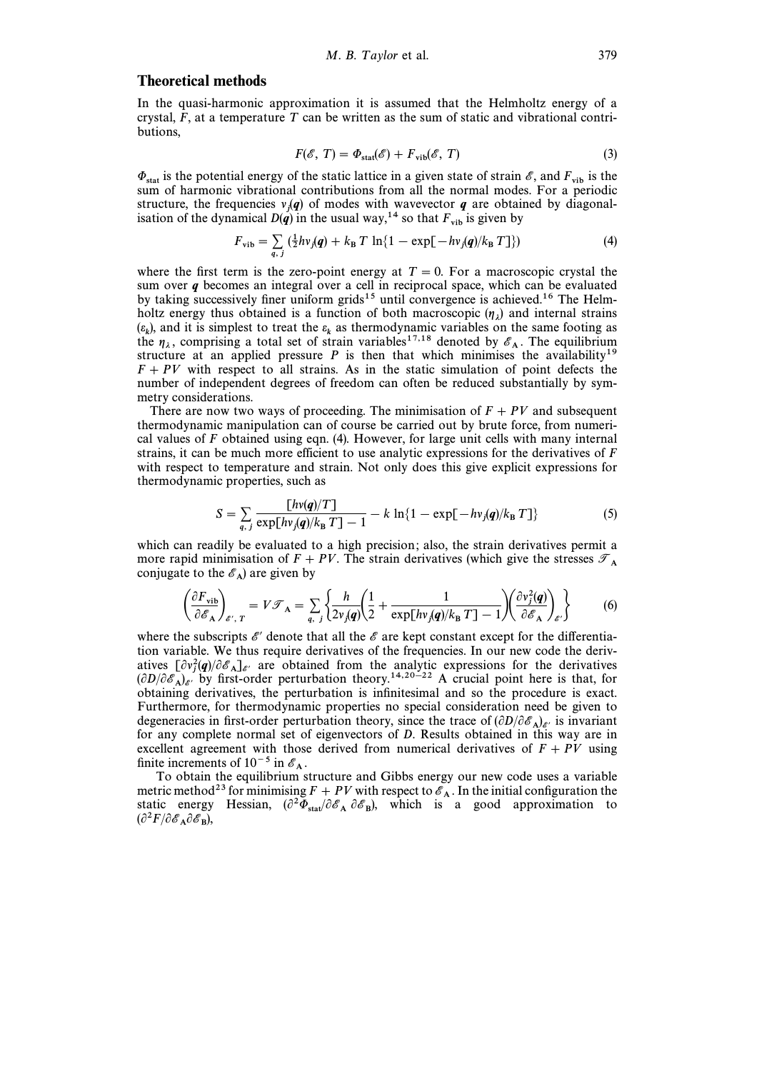## Theoretical methods

In the quasi-harmonic approximation it is assumed that the Helmholtz energy of a crystal, $F$, at a temperature $T$ can be written as the sum of static and vibrational contributions,

$$F(\mathscr{E}, T) = \Phi_{\text{stat}}(\mathscr{E}) + F_{\text{vib}}(\mathscr{E}, T) \tag{3}$$

$\Phi_{\text{stat}}$ is the potential energy of the static lattice in a given state of strain $\mathscr{E}$, and $F_{\text{vib}}$ is the sum of harmonic vibrational contributions from all the normal modes. For a periodic structure, the frequencies $\nu_j(\boldsymbol{q})$ of modes with wavevector $\boldsymbol{q}$ are obtained by diagonalisation of the dynamical $D(\boldsymbol{q})$ in the usual way,[14] so that $F_{\text{vib}}$ is given by

$$F_{\text{vib}} = \sum_{q,\, j} (\tfrac{1}{2}h\nu_j(\boldsymbol{q}) + k_{\text{B}}\, T \ln\{1 - \exp[-h\nu_j(\boldsymbol{q})/k_{\text{B}}\, T]\}) \tag{4}$$

where the first term is the zero-point energy at $T = 0$. For a macroscopic crystal the sum over $\boldsymbol{q}$ becomes an integral over a cell in reciprocal space, which can be evaluated by taking successively finer uniform grids[15] until convergence is achieved.[16] The Helmholtz energy thus obtained is a function of both macroscopic ($\eta_\lambda$) and internal strains ($\varepsilon_k$), and it is simplest to treat the $\varepsilon_k$ as thermodynamic variables on the same footing as the $\eta_\lambda$, comprising a total set of strain variables[17,18] denoted by $\mathscr{E}_{\text{A}}$. The equilibrium structure at an applied pressure $P$ is then that which minimises the availability[19] $F + PV$ with respect to all strains. As in the static simulation of point defects the number of independent degrees of freedom can often be reduced substantially by symmetry considerations.

There are now two ways of proceeding. The minimisation of $F + PV$ and subsequent thermodynamic manipulation can of course be carried out by brute force, from numerical values of $F$ obtained using eqn. (4). However, for large unit cells with many internal strains, it can be much more efficient to use analytic expressions for the derivatives of $F$ with respect to temperature and strain. Not only does this give explicit expressions for thermodynamic properties, such as

$$S = \sum_{q,\, j} \frac{[h\nu(\boldsymbol{q})/T]}{\exp[h\nu_j(\boldsymbol{q})/k_{\text{B}}\, T] - 1} - k \ln\{1 - \exp[-h\nu_j(\boldsymbol{q})/k_{\text{B}}\, T]\} \tag{5}$$

which can readily be evaluated to a high precision; also, the strain derivatives permit a more rapid minimisation of $F + PV$. The strain derivatives (which give the stresses $\mathscr{T}_{\text{A}}$ conjugate to the $\mathscr{E}_{\text{A}}$) are given by

$$\left(\frac{\partial F_{\text{vib}}}{\partial \mathscr{E}_{\text{A}}}\right)_{\mathscr{E}',\, T} = V\mathscr{T}_{\text{A}} = \sum_{q,\, j} \left\{ \frac{h}{2\nu_j(\boldsymbol{q})} \left( \frac{1}{2} + \frac{1}{\exp[h\nu_j(\boldsymbol{q})/k_{\text{B}}\, T] - 1} \right) \left( \frac{\partial \nu_j^2(\boldsymbol{q})}{\partial \mathscr{E}_{\text{A}}} \right)_{\mathscr{E}'} \right\} \tag{6}$$

where the subscripts $\mathscr{E}'$ denote that all the $\mathscr{E}$ are kept constant except for the differentiation variable. We thus require derivatives of the frequencies. In our new code the derivatives $[\partial \nu_j^2(\boldsymbol{q})/\partial \mathscr{E}_{\text{A}}]_{\mathscr{E}'}$ are obtained from the analytic expressions for the derivatives $(\partial D/\partial \mathscr{E}_{\text{A}})_{\mathscr{E}'}$ by first-order perturbation theory.[14,20–22] A crucial point here is that, for obtaining derivatives, the perturbation is infinitesimal and so the procedure is exact. Furthermore, for thermodynamic properties no special consideration need be given to degeneracies in first-order perturbation theory, since the trace of $(\partial D/\partial \mathscr{E}_{\text{A}})_{\mathscr{E}'}$ is invariant for any complete normal set of eigenvectors of $D$. Results obtained in this way are in excellent agreement with those derived from numerical derivatives of $F + PV$ using finite increments of $10^{-5}$ in $\mathscr{E}_{\text{A}}$.

To obtain the equilibrium structure and Gibbs energy our new code uses a variable metric method[23] for minimising $F + PV$ with respect to $\mathscr{E}_{\text{A}}$. In the initial configuration the static energy Hessian, $(\partial^2 \Phi_{\text{stat}}/\partial \mathscr{E}_{\text{A}}\, \partial \mathscr{E}_{\text{B}})$, which is a good approximation to $(\partial^2 F/\partial \mathscr{E}_{\text{A}} \partial \mathscr{E}_{\text{B}})$,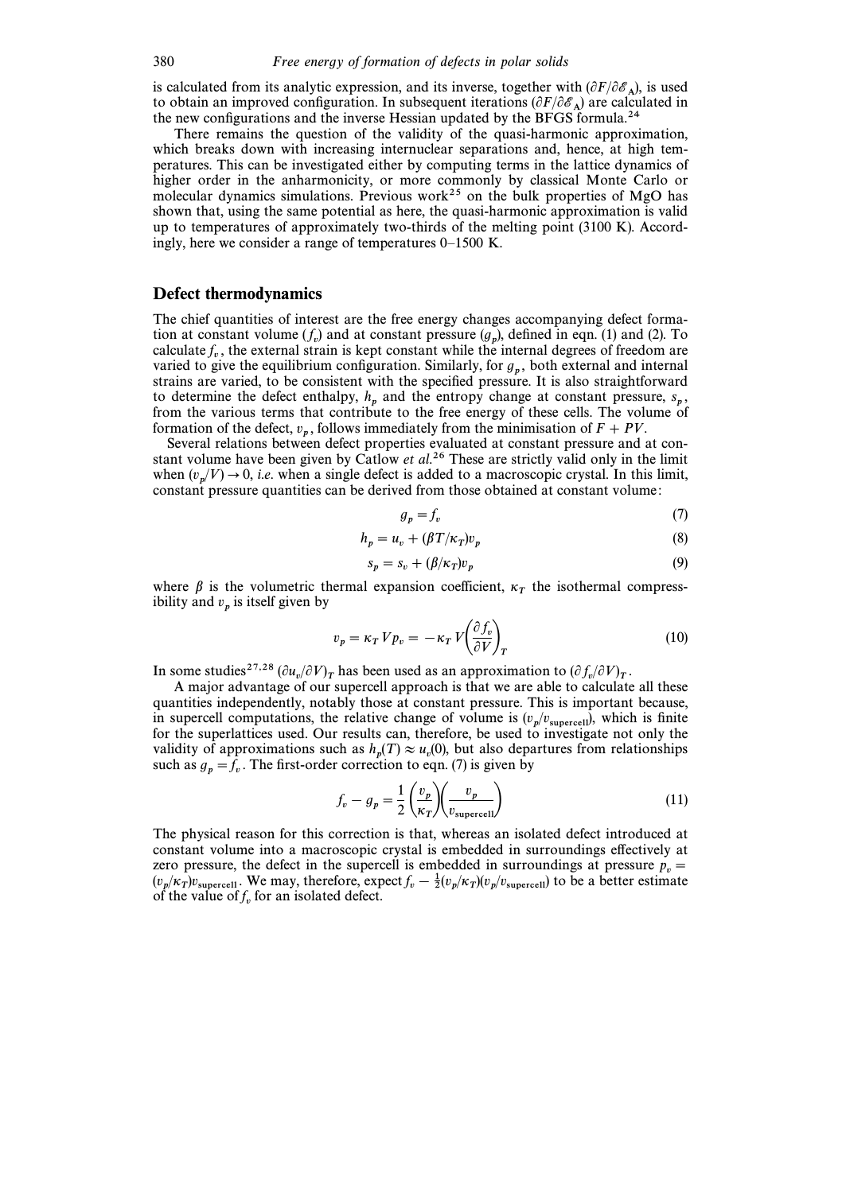is calculated from its analytic expression, and its inverse, together with $(\partial F/\partial \mathscr{E}_A)$, is used to obtain an improved configuration. In subsequent iterations $(\partial F/\partial \mathscr{E}_A)$ are calculated in the new configurations and the inverse Hessian updated by the BFGS formula.[24]

There remains the question of the validity of the quasi-harmonic approximation, which breaks down with increasing internuclear separations and, hence, at high temperatures. This can be investigated either by computing terms in the lattice dynamics of higher order in the anharmonicity, or more commonly by classical Monte Carlo or molecular dynamics simulations. Previous work[25] on the bulk properties of MgO has shown that, using the same potential as here, the quasi-harmonic approximation is valid up to temperatures of approximately two-thirds of the melting point (3100 K). Accordingly, here we consider a range of temperatures 0–1500 K.

## Defect thermodynamics

The chief quantities of interest are the free energy changes accompanying defect formation at constant volume ($f_v$) and at constant pressure ($g_p$), defined in eqn. (1) and (2). To calculate $f_v$, the external strain is kept constant while the internal degrees of freedom are varied to give the equilibrium configuration. Similarly, for $g_p$, both external and internal strains are varied, to be consistent with the specified pressure. It is also straightforward to determine the defect enthalpy, $h_p$ and the entropy change at constant pressure, $s_p$, from the various terms that contribute to the free energy of these cells. The volume of formation of the defect, $v_p$, follows immediately from the minimisation of $F + PV$.

Several relations between defect properties evaluated at constant pressure and at constant volume have been given by Catlow *et al.*[26] These are strictly valid only in the limit when $(v_p/V) \to 0$, *i.e.* when a single defect is added to a macroscopic crystal. In this limit, constant pressure quantities can be derived from those obtained at constant volume:

$$g_p = f_v \tag{7}$$

$$h_p = u_v + (\beta T/\kappa_T)v_p \tag{8}$$

$$s_p = s_v + (\beta/\kappa_T)v_p \tag{9}$$

where $\beta$ is the volumetric thermal expansion coefficient, $\kappa_T$ the isothermal compressibility and $v_p$ is itself given by

$$v_p = \kappa_T V p_v = -\kappa_T V \left(\frac{\partial f_v}{\partial V}\right)_T \tag{10}$$

In some studies[27,28] $(\partial u_v/\partial V)_T$ has been used as an approximation to $(\partial f_v/\partial V)_T$.

A major advantage of our supercell approach is that we are able to calculate all these quantities independently, notably those at constant pressure. This is important because, in supercell computations, the relative change of volume is $(v_p/v_{\text{supercell}})$, which is finite for the superlattices used. Our results can, therefore, be used to investigate not only the validity of approximations such as $h_p(T) \approx u_v(0)$, but also departures from relationships such as $g_p = f_v$. The first-order correction to eqn. (7) is given by

$$f_v - g_p = \frac{1}{2}\left(\frac{v_p}{\kappa_T}\right)\left(\frac{v_p}{v_{\text{supercell}}}\right) \tag{11}$$

The physical reason for this correction is that, whereas an isolated defect introduced at constant volume into a macroscopic crystal is embedded in surroundings effectively at zero pressure, the defect in the supercell is embedded in surroundings at pressure $p_v = (v_p/\kappa_T)v_{\text{supercell}}$. We may, therefore, expect $f_v - \frac{1}{2}(v_p/\kappa_T)(v_p/v_{\text{supercell}})$ to be a better estimate of the value of $f_v$ for an isolated defect.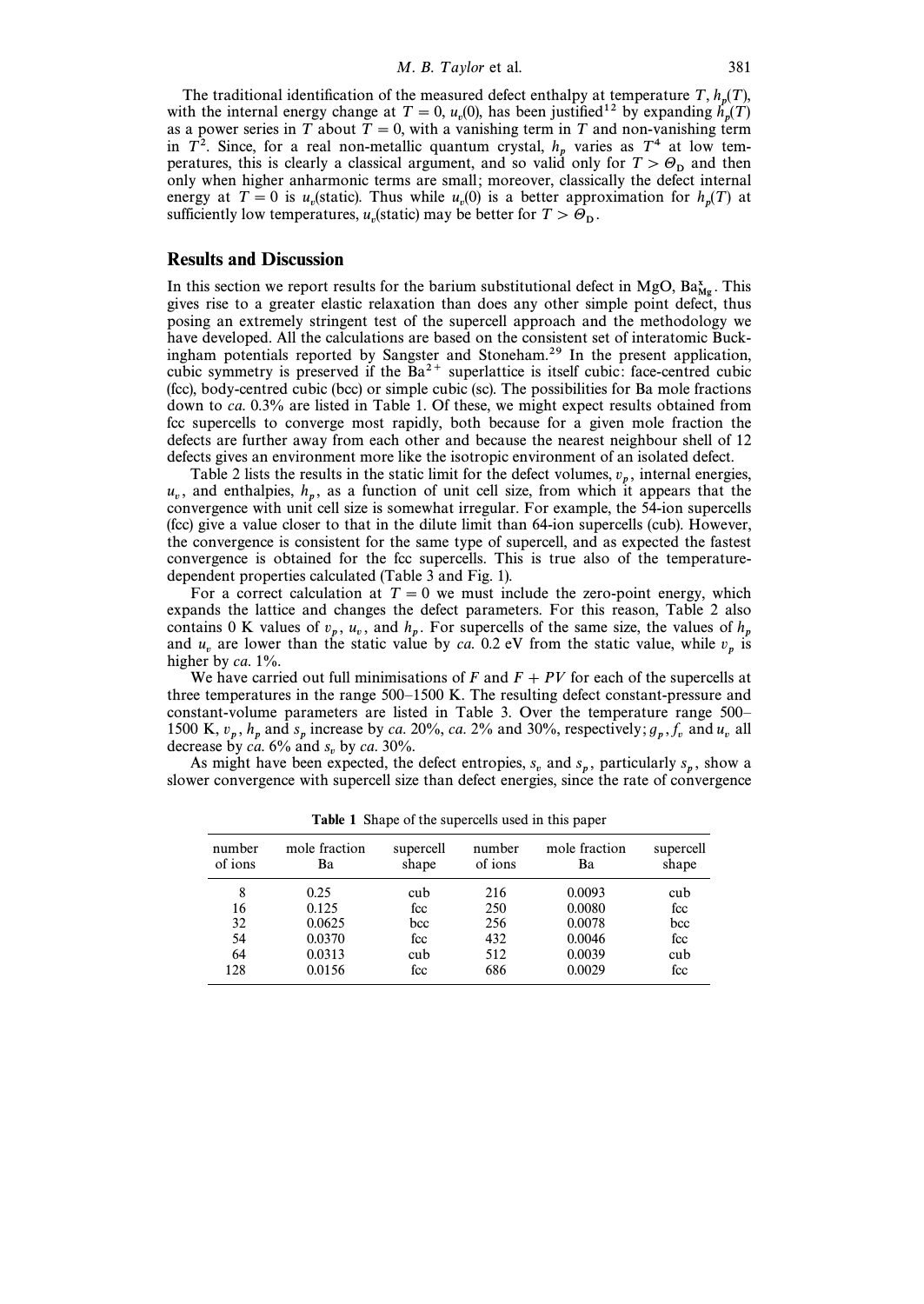The traditional identification of the measured defect enthalpy at temperature $T$, $h_p(T)$, with the internal energy change at $T = 0$, $u_v(0)$, has been justified[12] by expanding $h_p(T)$ as a power series in $T$ about $T = 0$, with a vanishing term in $T$ and non-vanishing term in $T^2$. Since, for a real non-metallic quantum crystal, $h_p$ varies as $T^4$ at low temperatures, this is clearly a classical argument, and so valid only for $T > \Theta_D$ and then only when higher anharmonic terms are small; moreover, classically the defect internal energy at $T = 0$ is $u_v$(static). Thus while $u_v(0)$ is a better approximation for $h_p(T)$ at sufficiently low temperatures, $u_v$(static) may be better for $T > \Theta_D$.

## Results and Discussion

In this section we report results for the barium substitutional defect in MgO, $Ba^x_{Mg}$. This gives rise to a greater elastic relaxation than does any other simple point defect, thus posing an extremely stringent test of the supercell approach and the methodology we have developed. All the calculations are based on the consistent set of interatomic Buckingham potentials reported by Sangster and Stoneham.[29] In the present application, cubic symmetry is preserved if the $Ba^{2+}$ superlattice is itself cubic: face-centred cubic (fcc), body-centred cubic (bcc) or simple cubic (sc). The possibilities for Ba mole fractions down to *ca.* 0.3% are listed in Table 1. Of these, we might expect results obtained from fcc supercells to converge most rapidly, both because for a given mole fraction the defects are further away from each other and because the nearest neighbour shell of 12 defects gives an environment more like the isotropic environment of an isolated defect.

Table 2 lists the results in the static limit for the defect volumes, $v_p$, internal energies, $u_v$, and enthalpies, $h_p$, as a function of unit cell size, from which it appears that the convergence with unit cell size is somewhat irregular. For example, the 54-ion supercells (fcc) give a value closer to that in the dilute limit than 64-ion supercells (cub). However, the convergence is consistent for the same type of supercell, and as expected the fastest convergence is obtained for the fcc supercells. This is true also of the temperature-dependent properties calculated (Table 3 and Fig. 1).

For a correct calculation at $T = 0$ we must include the zero-point energy, which expands the lattice and changes the defect parameters. For this reason, Table 2 also contains 0 K values of $v_p$, $u_v$, and $h_p$. For supercells of the same size, the values of $h_p$ and $u_v$ are lower than the static value by *ca.* 0.2 eV from the static value, while $v_p$ is higher by *ca.* 1%.

We have carried out full minimisations of $F$ and $F + PV$ for each of the supercells at three temperatures in the range 500–1500 K. The resulting defect constant-pressure and constant-volume parameters are listed in Table 3. Over the temperature range 500–1500 K, $v_p$, $h_p$ and $s_p$ increase by *ca.* 20%, *ca.* 2% and 30%, respectively; $g_p$, $f_v$ and $u_v$ all decrease by *ca.* 6% and $s_v$ by *ca.* 30%.

As might have been expected, the defect entropies, $s_v$ and $s_p$, particularly $s_p$, show a slower convergence with supercell size than defect energies, since the rate of convergence

**Table 1** Shape of the supercells used in this paper

| number of ions | mole fraction Ba | supercell shape | number of ions | mole fraction Ba | supercell shape |
|---|---|---|---|---|---|
| 8 | 0.25 | cub | 216 | 0.0093 | cub |
| 16 | 0.125 | fcc | 250 | 0.0080 | fcc |
| 32 | 0.0625 | bcc | 256 | 0.0078 | bcc |
| 54 | 0.0370 | fcc | 432 | 0.0046 | fcc |
| 64 | 0.0313 | cub | 512 | 0.0039 | cub |
| 128 | 0.0156 | fcc | 686 | 0.0029 | fcc |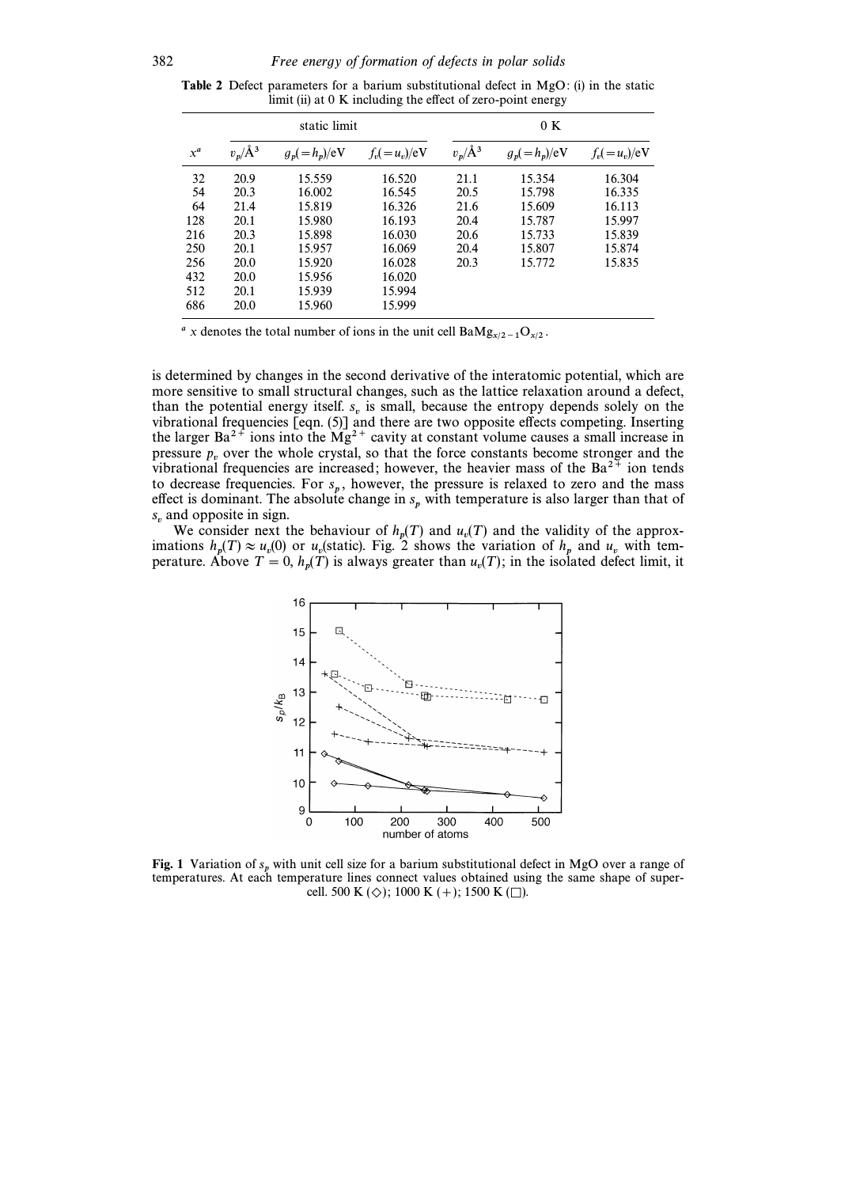**Table 2** Defect parameters for a barium substitutional defect in MgO: (i) in the static limit (ii) at 0 K including the effect of zero-point energy

| | static limit | | | 0 K | | |
|---|---|---|---|---|---|---|
| $x^a$ | $v_p$/Å$^3$ | $g_p(=h_p)$/eV | $f_v(=u_v)$/eV | $v_p$/Å$^3$ | $g_p(=h_p)$/eV | $f_v(=u_v)$/eV |
| 32 | 20.9 | 15.559 | 16.520 | 21.1 | 15.354 | 16.304 |
| 54 | 20.3 | 16.002 | 16.545 | 20.5 | 15.798 | 16.335 |
| 64 | 21.4 | 15.819 | 16.326 | 21.6 | 15.609 | 16.113 |
| 128 | 20.1 | 15.980 | 16.193 | 20.4 | 15.787 | 15.997 |
| 216 | 20.3 | 15.898 | 16.030 | 20.6 | 15.733 | 15.839 |
| 250 | 20.1 | 15.957 | 16.069 | 20.4 | 15.807 | 15.874 |
| 256 | 20.0 | 15.920 | 16.028 | 20.3 | 15.772 | 15.835 |
| 432 | 20.0 | 15.956 | 16.020 | | | |
| 512 | 20.1 | 15.939 | 15.994 | | | |
| 686 | 20.0 | 15.960 | 15.999 | | | |

[a] $x$ denotes the total number of ions in the unit cell $BaMg_{x/2-1}O_{x/2}$.

is determined by changes in the second derivative of the interatomic potential, which are more sensitive to small structural changes, such as the lattice relaxation around a defect, than the potential energy itself. $s_v$ is small, because the entropy depends solely on the vibrational frequencies [eqn. (5)] and there are two opposite effects competing. Inserting the larger $Ba^{2+}$ ions into the $Mg^{2+}$ cavity at constant volume causes a small increase in pressure $p_v$ over the whole crystal, so that the force constants become stronger and the vibrational frequencies are increased; however, the heavier mass of the $Ba^{2+}$ ion tends to decrease frequencies. For $s_p$, however, the pressure is relaxed to zero and the mass effect is dominant. The absolute change in $s_p$ with temperature is also larger than that of $s_v$ and opposite in sign.

We consider next the behaviour of $h_p(T)$ and $u_v(T)$ and the validity of the approximations $h_p(T) \approx u_v(0)$ or $u_v$(static). Fig. 2 shows the variation of $h_p$ and $u_v$ with temperature. Above $T = 0$, $h_p(T)$ is always greater than $u_v(T)$; in the isolated defect limit, it

**Fig. 1** Variation of $s_p$ with unit cell size for a barium substitutional defect in MgO over a range of temperatures. At each temperature lines connect values obtained using the same shape of supercell. 500 K (◇); 1000 K (+); 1500 K (□).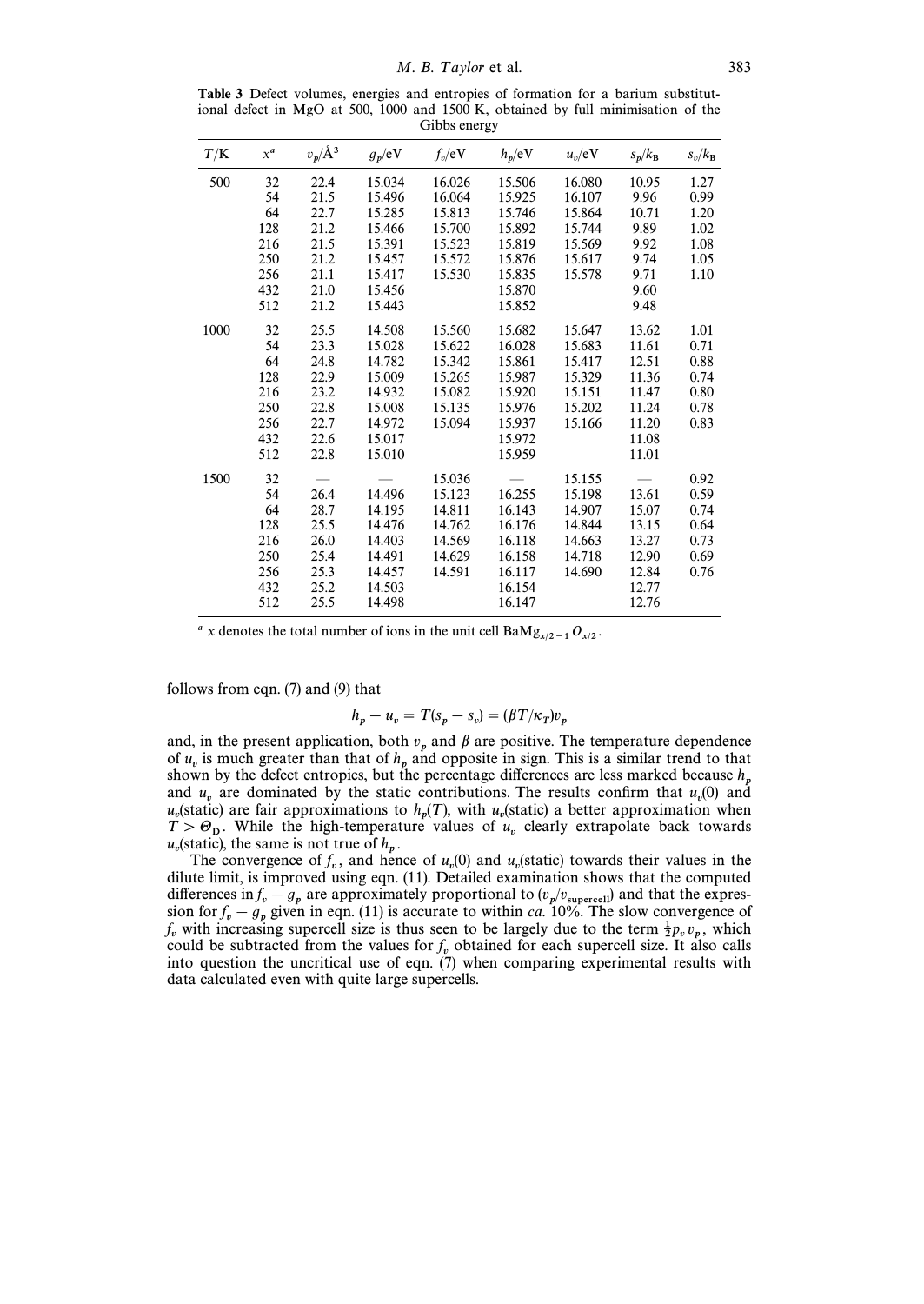**Table 3** Defect volumes, energies and entropies of formation for a barium substitutional defect in MgO at 500, 1000 and 1500 K, obtained by full minimisation of the Gibbs energy

| $T$/K | $x^a$ | $v_p$/Å$^3$ | $g_p$/eV | $f_v$/eV | $h_p$/eV | $u_v$/eV | $s_p/k_B$ | $s_v/k_B$ |
|---|---|---|---|---|---|---|---|---|
| 500 | 32 | 22.4 | 15.034 | 16.026 | 15.506 | 16.080 | 10.95 | 1.27 |
| | 54 | 21.5 | 15.496 | 16.064 | 15.925 | 16.107 | 9.96 | 0.99 |
| | 64 | 22.7 | 15.285 | 15.813 | 15.746 | 15.864 | 10.71 | 1.20 |
| | 128 | 21.2 | 15.466 | 15.700 | 15.892 | 15.744 | 9.89 | 1.02 |
| | 216 | 21.5 | 15.391 | 15.523 | 15.819 | 15.569 | 9.92 | 1.08 |
| | 250 | 21.2 | 15.457 | 15.572 | 15.876 | 15.617 | 9.74 | 1.05 |
| | 256 | 21.1 | 15.417 | 15.530 | 15.835 | 15.578 | 9.71 | 1.10 |
| | 432 | 21.0 | 15.456 | | 15.870 | | 9.60 | |
| | 512 | 21.2 | 15.443 | | 15.852 | | 9.48 | |
| 1000 | 32 | 25.5 | 14.508 | 15.560 | 15.682 | 15.647 | 13.62 | 1.01 |
| | 54 | 23.3 | 15.028 | 15.622 | 16.028 | 15.683 | 11.61 | 0.71 |
| | 64 | 24.8 | 14.782 | 15.342 | 15.861 | 15.417 | 12.51 | 0.88 |
| | 128 | 22.9 | 15.009 | 15.265 | 15.987 | 15.329 | 11.36 | 0.74 |
| | 216 | 23.2 | 14.932 | 15.082 | 15.920 | 15.151 | 11.47 | 0.80 |
| | 250 | 22.8 | 15.008 | 15.135 | 15.976 | 15.202 | 11.24 | 0.78 |
| | 256 | 22.7 | 14.972 | 15.094 | 15.937 | 15.166 | 11.20 | 0.83 |
| | 432 | 22.6 | 15.017 | | 15.972 | | 11.08 | |
| | 512 | 22.8 | 15.010 | | 15.959 | | 11.01 | |
| 1500 | 32 | — | — | 15.036 | — | 15.155 | — | 0.92 |
| | 54 | 26.4 | 14.496 | 15.123 | 16.255 | 15.198 | 13.61 | 0.59 |
| | 64 | 28.7 | 14.195 | 14.811 | 16.143 | 14.907 | 15.07 | 0.74 |
| | 128 | 25.5 | 14.476 | 14.762 | 16.176 | 14.844 | 13.15 | 0.64 |
| | 216 | 26.0 | 14.403 | 14.569 | 16.118 | 14.663 | 13.27 | 0.73 |
| | 250 | 25.4 | 14.491 | 14.629 | 16.158 | 14.718 | 12.90 | 0.69 |
| | 256 | 25.3 | 14.457 | 14.591 | 16.117 | 14.690 | 12.84 | 0.76 |
| | 432 | 25.2 | 14.503 | | 16.154 | | 12.77 | |
| | 512 | 25.5 | 14.498 | | 16.147 | | 12.76 | |

[a] $x$ denotes the total number of ions in the unit cell $BaMg_{x/2-1}O_{x/2}$.

follows from eqn. (7) and (9) that

$$h_p - u_v = T(s_p - s_v) = (\beta T/\kappa_T)v_p$$

and, in the present application, both $v_p$ and $\beta$ are positive. The temperature dependence of $u_v$ is much greater than that of $h_p$ and opposite in sign. This is a similar trend to that shown by the defect entropies, but the percentage differences are less marked because $h_p$ and $u_v$ are dominated by the static contributions. The results confirm that $u_v(0)$ and $u_v(\text{static})$ are fair approximations to $h_p(T)$, with $u_v(\text{static})$ a better approximation when $T > \Theta_D$. While the high-temperature values of $u_v$ clearly extrapolate back towards $u_v(\text{static})$, the same is not true of $h_p$.

The convergence of $f_v$, and hence of $u_v(0)$ and $u_v(\text{static})$ towards their values in the dilute limit, is improved using eqn. (11). Detailed examination shows that the computed differences in $f_v - g_p$ are approximately proportional to $(v_p/v_{\text{supercell}})$ and that the expression for $f_v - g_p$ given in eqn. (11) is accurate to within *ca.* 10%. The slow convergence of $f_v$ with increasing supercell size is thus seen to be largely due to the term $\frac{1}{2}p_v v_p$, which could be subtracted from the values for $f_v$ obtained for each supercell size. It also calls into question the uncritical use of eqn. (7) when comparing experimental results with data calculated even with quite large supercells.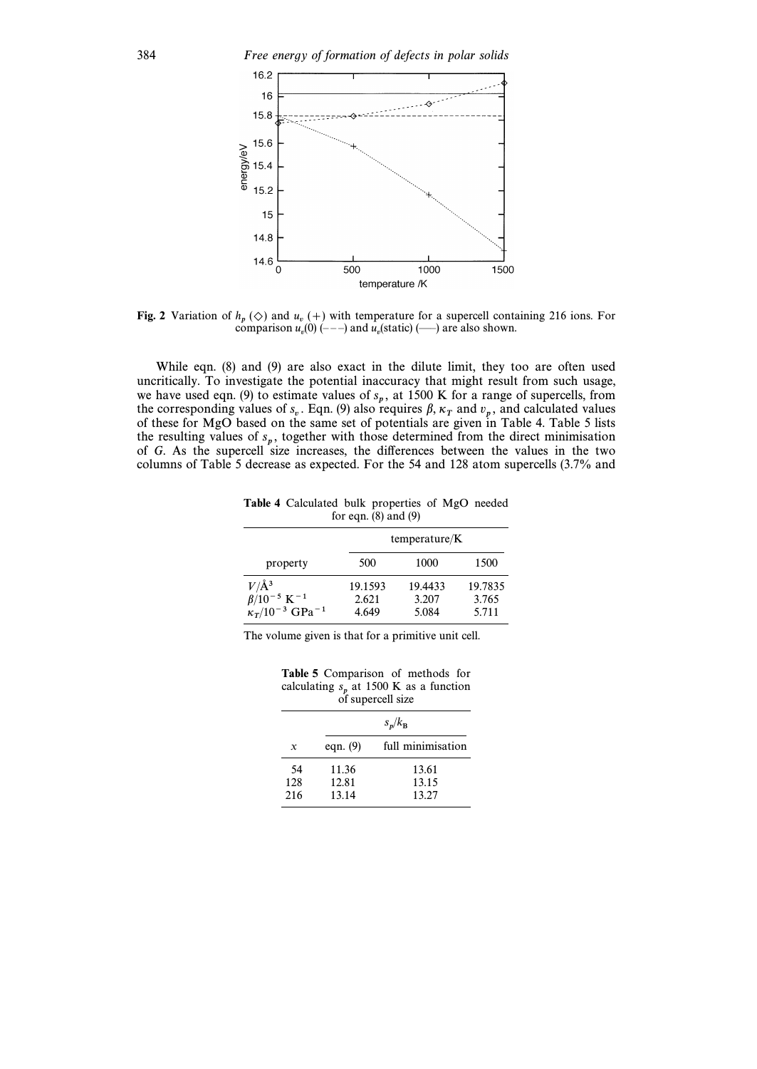**Fig. 2** Variation of $h_p$ (◇) and $u_v$ (+) with temperature for a supercell containing 216 ions. For comparison $u_v(0)$ (– – –) and $u_v$(static) (——) are also shown.

While eqn. (8) and (9) are also exact in the dilute limit, they too are often used uncritically. To investigate the potential inaccuracy that might result from such usage, we have used eqn. (9) to estimate values of $s_p$, at 1500 K for a range of supercells, from the corresponding values of $s_v$. Eqn. (9) also requires $\beta$, $\kappa_T$ and $v_p$, and calculated values of these for MgO based on the same set of potentials are given in Table 4. Table 5 lists the resulting values of $s_p$, together with those determined from the direct minimisation of $G$. As the supercell size increases, the differences between the values in the two columns of Table 5 decrease as expected. For the 54 and 128 atom supercells (3.7% and

**Table 4** Calculated bulk properties of MgO needed for eqn. (8) and (9)

| | temperature/K | | |
|---|---|---|---|
| property | 500 | 1000 | 1500 |
| $V/\text{Å}^3$ | 19.1593 | 19.4433 | 19.7835 |
| $\beta/10^{-5}\ \text{K}^{-1}$ | 2.621 | 3.207 | 3.765 |
| $\kappa_T/10^{-3}\ \text{GPa}^{-1}$ | 4.649 | 5.084 | 5.711 |

The volume given is that for a primitive unit cell.

**Table 5** Comparison of methods for calculating $s_p$ at 1500 K as a function of supercell size

| | $s_p/k_B$ | |
|---|---|---|
| $x$ | eqn. (9) | full minimisation |
| 54 | 11.36 | 13.61 |
| 128 | 12.81 | 13.15 |
| 216 | 13.14 | 13.27 |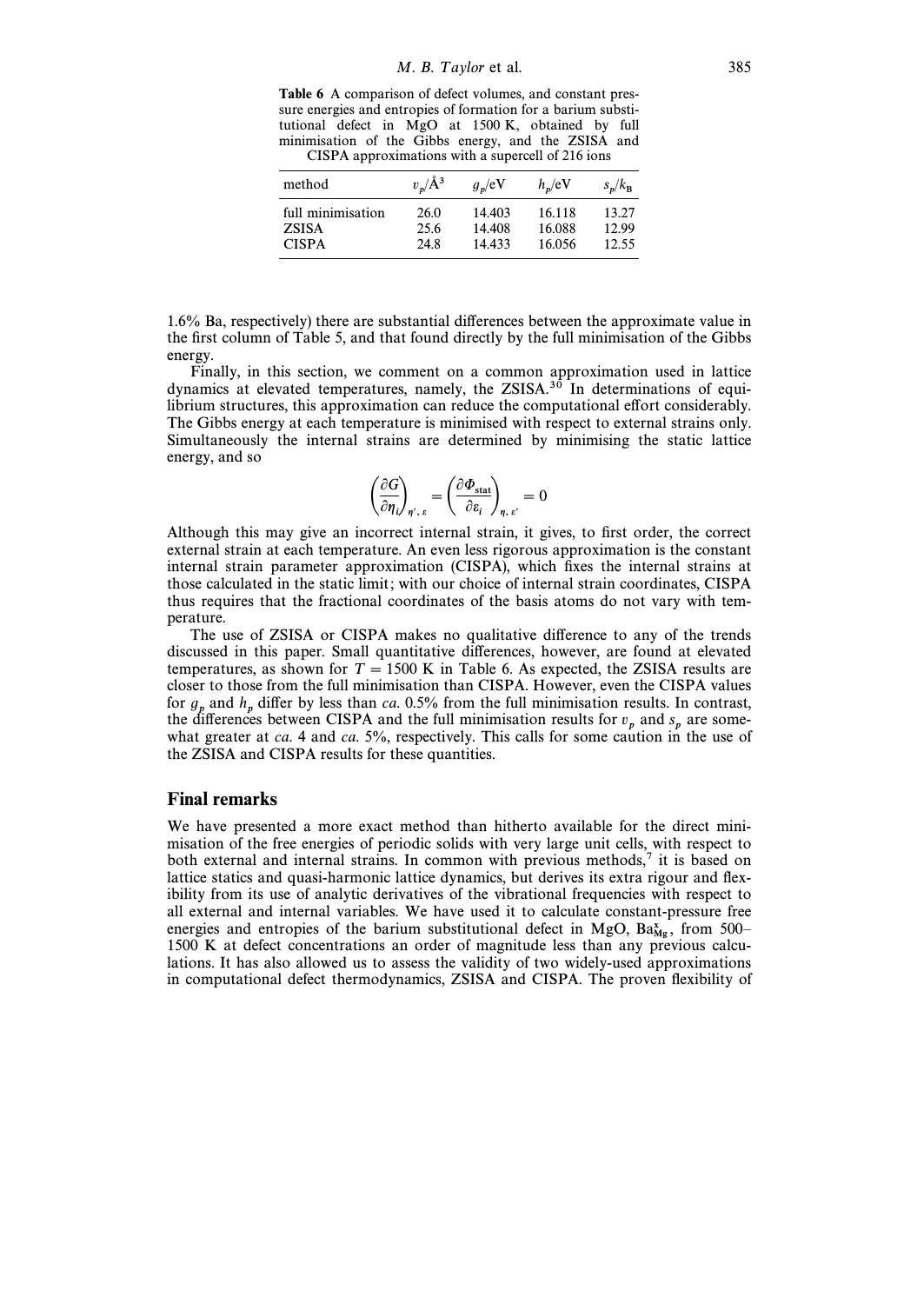**Table 6** A comparison of defect volumes, and constant pressure energies and entropies of formation for a barium substitutional defect in MgO at 1500 K, obtained by full minimisation of the Gibbs energy, and the ZSISA and CISPA approximations with a supercell of 216 ions

| method | $v_p$/Å$^3$ | $g_p$/eV | $h_p$/eV | $s_p/k_B$ |
|---|---|---|---|---|
| full minimisation | 26.0 | 14.403 | 16.118 | 13.27 |
| ZSISA | 25.6 | 14.408 | 16.088 | 12.99 |
| CISPA | 24.8 | 14.433 | 16.056 | 12.55 |

1.6% Ba, respectively) there are substantial differences between the approximate value in the first column of Table 5, and that found directly by the full minimisation of the Gibbs energy.

Finally, in this section, we comment on a common approximation used in lattice dynamics at elevated temperatures, namely, the ZSISA.[30] In determinations of equilibrium structures, this approximation can reduce the computational effort considerably. The Gibbs energy at each temperature is minimised with respect to external strains only. Simultaneously the internal strains are determined by minimising the static lattice energy, and so

$$\left(\frac{\partial G}{\partial \eta_i}\right)_{\eta', \varepsilon} = \left(\frac{\partial \Phi_{\text{stat}}}{\partial \varepsilon_i}\right)_{\eta, \varepsilon'} = 0$$

Although this may give an incorrect internal strain, it gives, to first order, the correct external strain at each temperature. An even less rigorous approximation is the constant internal strain parameter approximation (CISPA), which fixes the internal strains at those calculated in the static limit; with our choice of internal strain coordinates, CISPA thus requires that the fractional coordinates of the basis atoms do not vary with temperature.

The use of ZSISA or CISPA makes no qualitative difference to any of the trends discussed in this paper. Small quantitative differences, however, are found at elevated temperatures, as shown for $T = 1500$ K in Table 6. As expected, the ZSISA results are closer to those from the full minimisation than CISPA. However, even the CISPA values for $g_p$ and $h_p$ differ by less than *ca.* 0.5% from the full minimisation results. In contrast, the differences between CISPA and the full minimisation results for $v_p$ and $s_p$ are somewhat greater at *ca.* 4 and *ca.* 5%, respectively. This calls for some caution in the use of the ZSISA and CISPA results for these quantities.

## Final remarks

We have presented a more exact method than hitherto available for the direct minimisation of the free energies of periodic solids with very large unit cells, with respect to both external and internal strains. In common with previous methods,[7] it is based on lattice statics and quasi-harmonic lattice dynamics, but derives its extra rigour and flexibility from its use of analytic derivatives of the vibrational frequencies with respect to all external and internal variables. We have used it to calculate constant-pressure free energies and entropies of the barium substitutional defect in MgO, $\mathrm{Ba}_{\mathrm{Mg}}^{\times}$, from 500–1500 K at defect concentrations an order of magnitude less than any previous calculations. It has also allowed us to assess the validity of two widely-used approximations in computational defect thermodynamics, ZSISA and CISPA. The proven flexibility of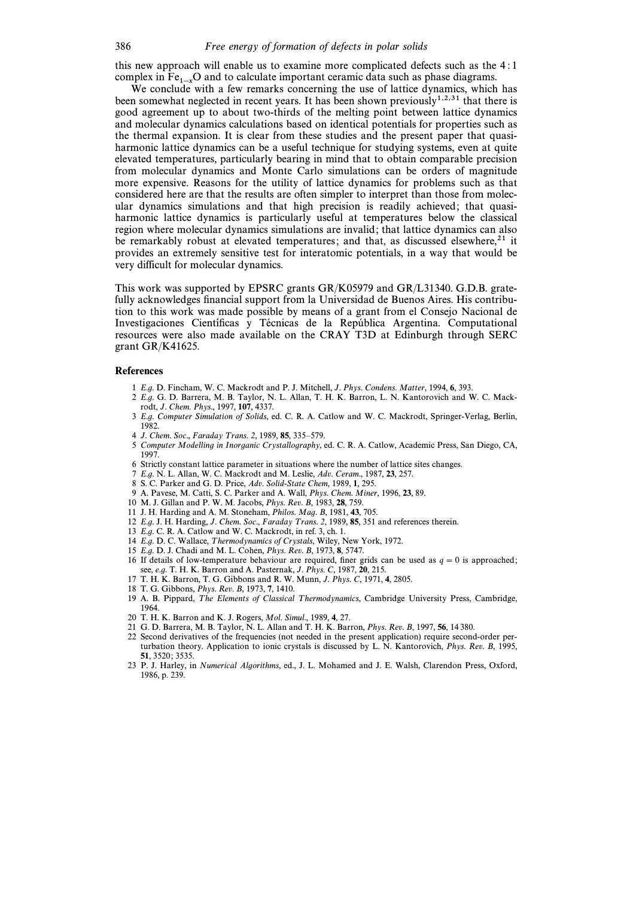this new approach will enable us to examine more complicated defects such as the 4 : 1 complex in $Fe_{1-x}O$ and to calculate important ceramic data such as phase diagrams.

We conclude with a few remarks concerning the use of lattice dynamics, which has been somewhat neglected in recent years. It has been shown previously[1,2,31] that there is good agreement up to about two-thirds of the melting point between lattice dynamics and molecular dynamics calculations based on identical potentials for properties such as the thermal expansion. It is clear from these studies and the present paper that quasi-harmonic lattice dynamics can be a useful technique for studying systems, even at quite elevated temperatures, particularly bearing in mind that to obtain comparable precision from molecular dynamics and Monte Carlo simulations can be orders of magnitude more expensive. Reasons for the utility of lattice dynamics for problems such as that considered here are that the results are often simpler to interpret than those from molecular dynamics simulations and that high precision is readily achieved; that quasi-harmonic lattice dynamics is particularly useful at temperatures below the classical region where molecular dynamics simulations are invalid; that lattice dynamics can also be remarkably robust at elevated temperatures; and that, as discussed elsewhere,[21] it provides an extremely sensitive test for interatomic potentials, in a way that would be very difficult for molecular dynamics.

This work was supported by EPSRC grants GR/K05979 and GR/L31340. G.D.B. gratefully acknowledges financial support from la Universidad de Buenos Aires. His contribution to this work was made possible by means of a grant from el Consejo Nacional de Investigaciones Científicas y Técnicas de la República Argentina. Computational resources were also made available on the CRAY T3D at Edinburgh through SERC grant GR/K41625.

## References

1. *E.g.* D. Fincham, W. C. Mackrodt and P. J. Mitchell, *J. Phys. Condens. Matter*, 1994, **6**, 393.
2. *E.g.* G. D. Barrera, M. B. Taylor, N. L. Allan, T. H. K. Barron, L. N. Kantorovich and W. C. Mackrodt, *J. Chem. Phys.*, 1997, **107**, 4337.
3. *E.g. Computer Simulation of Solids*, ed. C. R. A. Catlow and W. C. Mackrodt, Springer-Verlag, Berlin, 1982.
4. *J. Chem. Soc., Faraday Trans. 2*, 1989, **85**, 335–579.
5. *Computer Modelling in Inorganic Crystallography*, ed. C. R. A. Catlow, Academic Press, San Diego, CA, 1997.
6. Strictly constant lattice parameter in situations where the number of lattice sites changes.
7. *E.g.* N. L. Allan, W. C. Mackrodt and M. Leslie, *Adv. Ceram.*, 1987, **23**, 257.
8. S. C. Parker and G. D. Price, *Adv. Solid-State Chem*, 1989, **1**, 295.
9. A. Pavese, M. Catti, S. C. Parker and A. Wall, *Phys. Chem. Miner*, 1996, **23**, 89.
10. M. J. Gillan and P. W. M. Jacobs, *Phys. Rev. B*, 1983, **28**, 759.
11. J. H. Harding and A. M. Stoneham, *Philos. Mag. B*, 1981, **43**, 705.
12. *E.g.* J. H. Harding, *J. Chem. Soc., Faraday Trans. 2*, 1989, **85**, 351 and references therein.
13. *E.g.* C. R. A. Catlow and W. C. Mackrodt, in ref. 3, ch. 1.
14. *E.g.* D. C. Wallace, *Thermodynamics of Crystals*, Wiley, New York, 1972.
15. *E.g.* D. J. Chadi and M. L. Cohen, *Phys. Rev. B*, 1973, **8**, 5747.
16. If details of low-temperature behaviour are required, finer grids can be used as $q = 0$ is approached; see, *e.g.* T. H. K. Barron and A. Pasternak, *J. Phys. C*, 1987, **20**, 215.
17. T. H. K. Barron, T. G. Gibbons and R. W. Munn, *J. Phys. C*, 1971, **4**, 2805.
18. T. G. Gibbons, *Phys. Rev. B*, 1973, **7**, 1410.
19. A. B. Pippard, *The Elements of Classical Thermodynamics*, Cambridge University Press, Cambridge, 1964.
20. T. H. K. Barron and K. J. Rogers, *Mol. Simul.*, 1989, **4**, 27.
21. G. D. Barrera, M. B. Taylor, N. L. Allan and T. H. K. Barron, *Phys. Rev. B*, 1997, **56**, 14 380.
22. Second derivatives of the frequencies (not needed in the present application) require second-order perturbation theory. Application to ionic crystals is discussed by L. N. Kantorovich, *Phys. Rev. B*, 1995, **51**, 3520; 3535.
23. P. J. Harley, in *Numerical Algorithms*, ed., J. L. Mohamed and J. E. Walsh, Clarendon Press, Oxford, 1986, p. 239.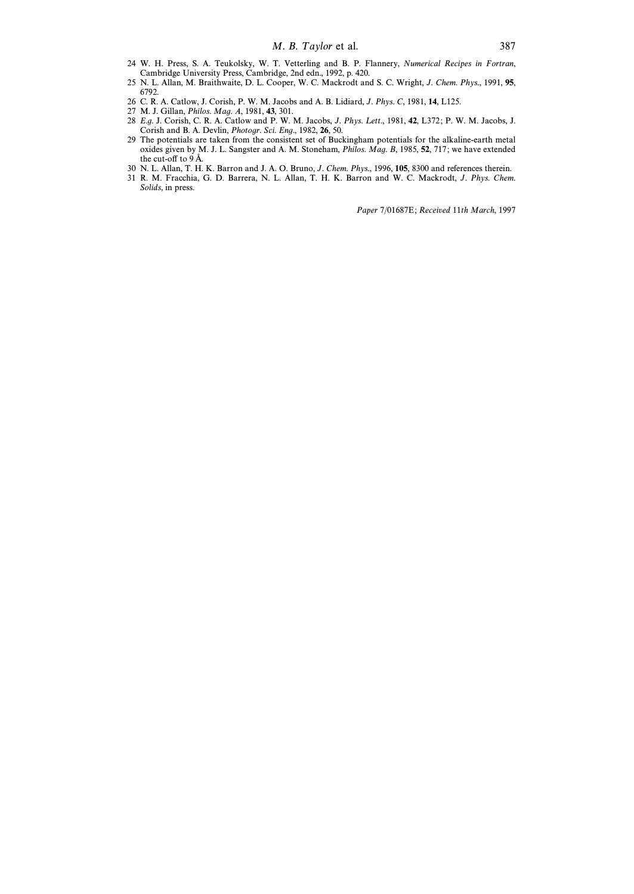24 W. H. Press, S. A. Teukolsky, W. T. Vetterling and B. P. Flannery, *Numerical Recipes in Fortran*, Cambridge University Press, Cambridge, 2nd edn., 1992, p. 420.

25 N. L. Allan, M. Braithwaite, D. L. Cooper, W. C. Mackrodt and S. C. Wright, *J. Chem. Phys.*, 1991, **95**, 6792.

26 C. R. A. Catlow, J. Corish, P. W. M. Jacobs and A. B. Lidiard, *J. Phys. C*, 1981, **14**, L125.

27 M. J. Gillan, *Philos. Mag. A*, 1981, **43**, 301.

28 *E.g.* J. Corish, C. R. A. Catlow and P. W. M. Jacobs, *J. Phys. Lett.*, 1981, **42**, L372; P. W. M. Jacobs, J. Corish and B. A. Devlin, *Photogr. Sci. Eng.*, 1982, **26**, 50.

29 The potentials are taken from the consistent set of Buckingham potentials for the alkaline-earth metal oxides given by M. J. L. Sangster and A. M. Stoneham, *Philos. Mag. B*, 1985, **52**, 717; we have extended the cut-off to 9 Å.

30 N. L. Allan, T. H. K. Barron and J. A. O. Bruno, *J. Chem. Phys.*, 1996, **105**, 8300 and references therein.

31 R. M. Fracchia, G. D. Barrera, N. L. Allan, T. H. K. Barron and W. C. Mackrodt, *J. Phys. Chem. Solids*, in press.

*Paper* 7/01687E; *Received* 11*th March*, 1997